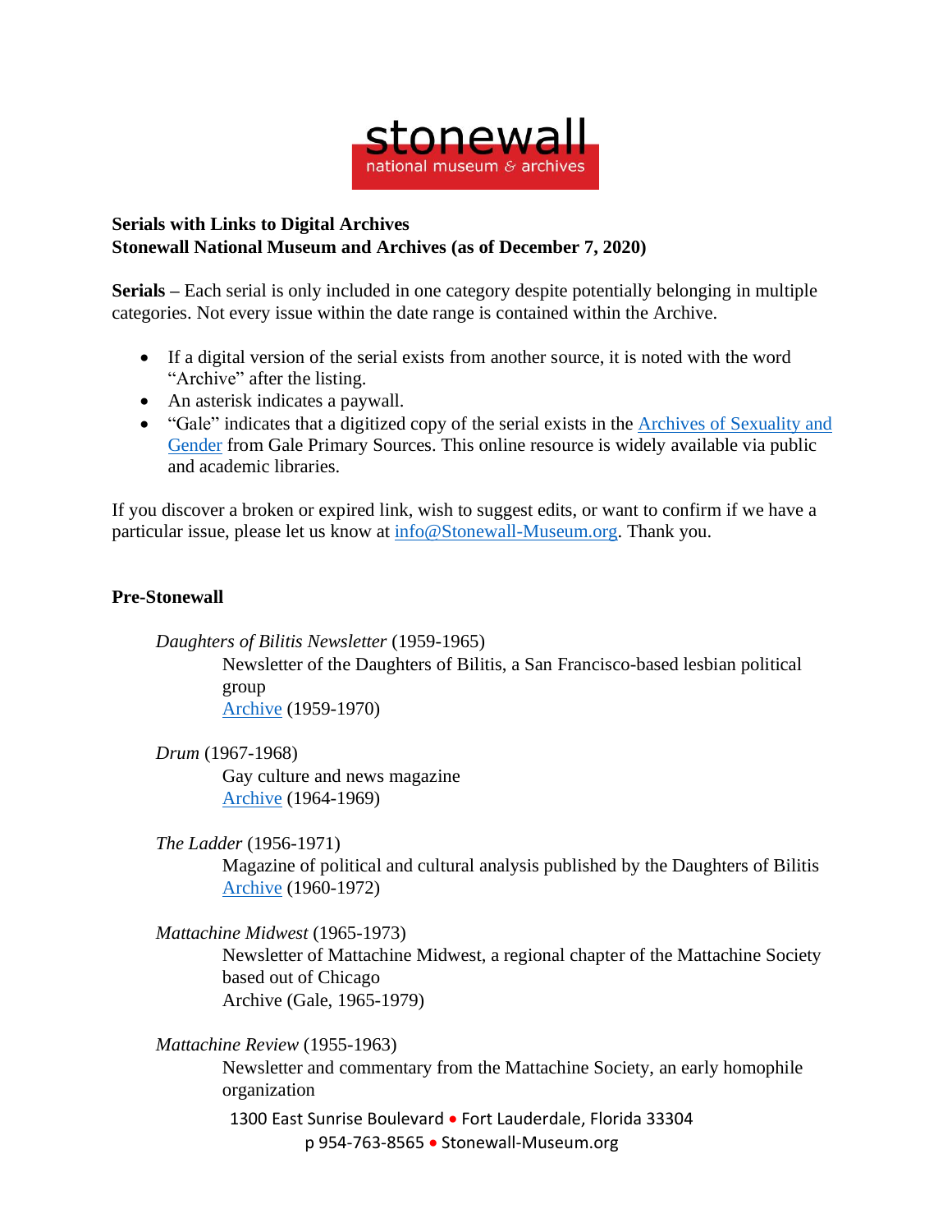**Serials with Links to Digital Archives**
**Stonewall National Museum and Archives (as of December 7, 2020)**

**Serials –** Each serial is only included in one category despite potentially belonging in multiple categories. Not every issue within the date range is contained within the Archive.

- If a digital version of the serial exists from another source, it is noted with the word "Archive" after the listing.
- An asterisk indicates a paywall.
- "Gale" indicates that a digitized copy of the serial exists in the Archives of Sexuality and Gender from Gale Primary Sources. This online resource is widely available via public and academic libraries.

If you discover a broken or expired link, wish to suggest edits, or want to confirm if we have a particular issue, please let us know at info@Stonewall-Museum.org. Thank you.

## Pre-Stonewall

*Daughters of Bilitis Newsletter* (1959-1965)
Newsletter of the Daughters of Bilitis, a San Francisco-based lesbian political group
Archive (1959-1970)

*Drum* (1967-1968)
Gay culture and news magazine
Archive (1964-1969)

*The Ladder* (1956-1971)
Magazine of political and cultural analysis published by the Daughters of Bilitis
Archive (1960-1972)

*Mattachine Midwest* (1965-1973)
Newsletter of Mattachine Midwest, a regional chapter of the Mattachine Society based out of Chicago
Archive (Gale, 1965-1979)

*Mattachine Review* (1955-1963)
Newsletter and commentary from the Mattachine Society, an early homophile organization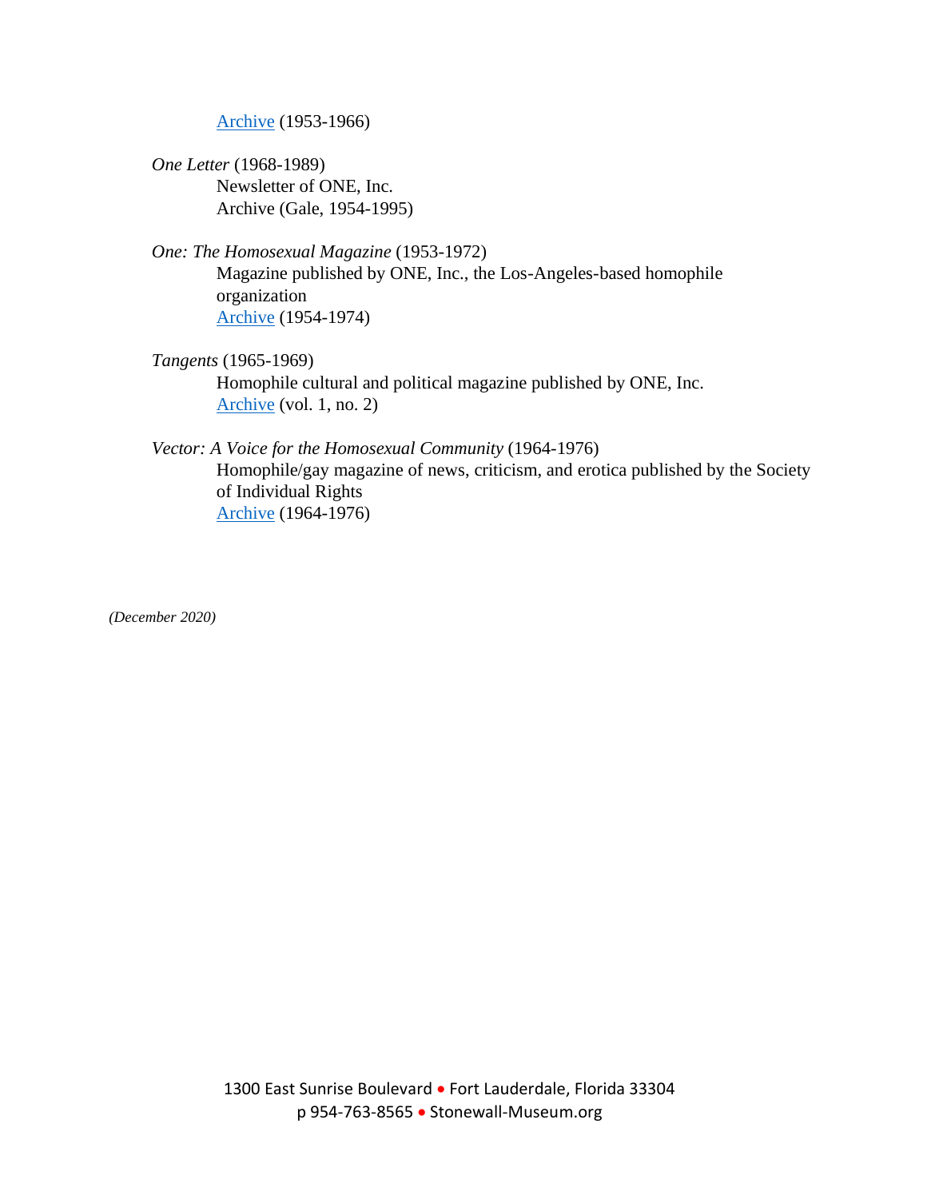Archive (1953-1966)

*One Letter* (1968-1989)
Newsletter of ONE, Inc.
Archive (Gale, 1954-1995)

*One: The Homosexual Magazine* (1953-1972)
Magazine published by ONE, Inc., the Los-Angeles-based homophile organization
Archive (1954-1974)

*Tangents* (1965-1969)
Homophile cultural and political magazine published by ONE, Inc.
Archive (vol. 1, no. 2)

*Vector: A Voice for the Homosexual Community* (1964-1976)
Homophile/gay magazine of news, criticism, and erotica published by the Society of Individual Rights
Archive (1964-1976)

*(December 2020)*